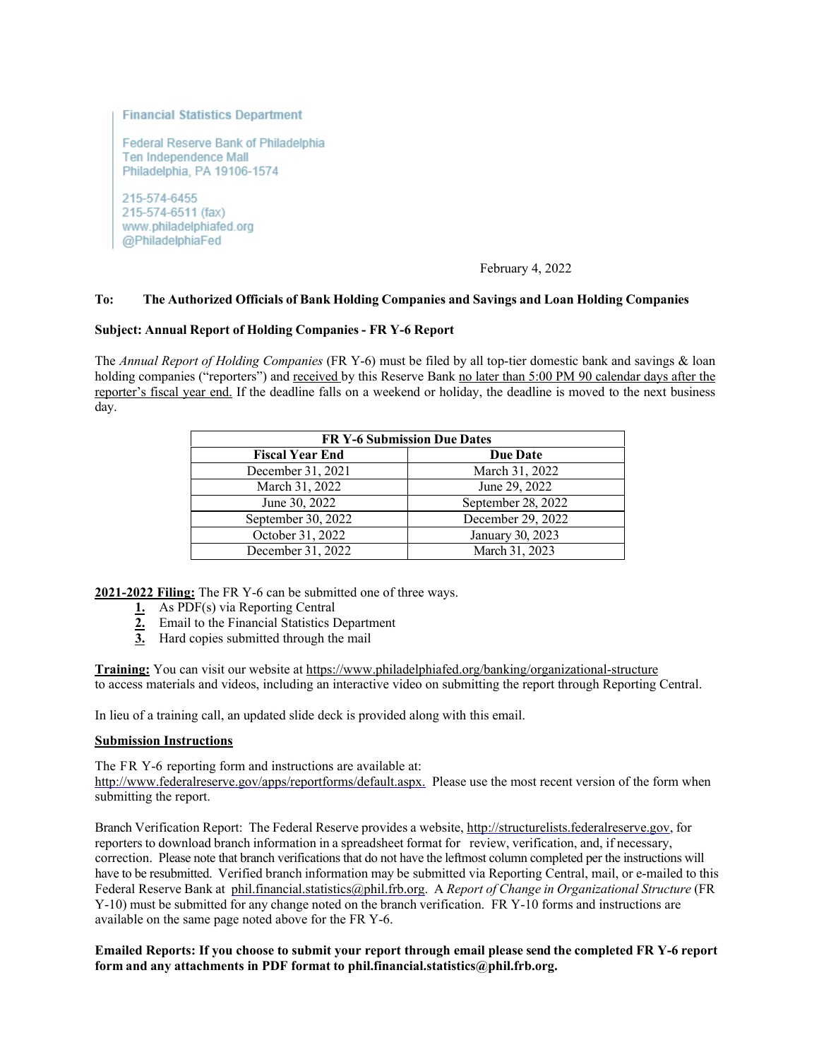Financial Statistics Department

Federal Reserve Bank of Philadelphia
Ten Independence Mall
Philadelphia, PA 19106-1574

215-574-6455
215-574-6511 (fax)
www.philadelphiafed.org
@PhiladelphiaFed

February 4, 2022

**To: The Authorized Officials of Bank Holding Companies and Savings and Loan Holding Companies**

**Subject: Annual Report of Holding Companies - FR Y-6 Report**

The *Annual Report of Holding Companies* (FR Y-6) must be filed by all top-tier domestic bank and savings & loan holding companies ("reporters") and received by this Reserve Bank no later than 5:00 PM 90 calendar days after the reporter's fiscal year end. If the deadline falls on a weekend or holiday, the deadline is moved to the next business day.

| FR Y-6 Submission Due Dates | |
|---|---|
| **Fiscal Year End** | **Due Date** |
| December 31, 2021 | March 31, 2022 |
| March 31, 2022 | June 29, 2022 |
| June 30, 2022 | September 28, 2022 |
| September 30, 2022 | December 29, 2022 |
| October 31, 2022 | January 30, 2023 |
| December 31, 2022 | March 31, 2023 |

**2021-2022 Filing:** The FR Y-6 can be submitted one of three ways.

1. As PDF(s) via Reporting Central
2. Email to the Financial Statistics Department
3. Hard copies submitted through the mail

**Training:** You can visit our website at https://www.philadelphiafed.org/banking/organizational-structure to access materials and videos, including an interactive video on submitting the report through Reporting Central.

In lieu of a training call, an updated slide deck is provided along with this email.

**Submission Instructions**

The FR Y-6 reporting form and instructions are available at:
http://www.federalreserve.gov/apps/reportforms/default.aspx. Please use the most recent version of the form when submitting the report.

Branch Verification Report: The Federal Reserve provides a website, http://structurelists.federalreserve.gov, for reporters to download branch information in a spreadsheet format for review, verification, and, if necessary, correction. Please note that branch verifications that do not have the leftmost column completed per the instructions will have to be resubmitted. Verified branch information may be submitted via Reporting Central, mail, or e-mailed to this Federal Reserve Bank at phil.financial.statistics@phil.frb.org. A *Report of Change in Organizational Structure* (FR Y-10) must be submitted for any change noted on the branch verification. FR Y-10 forms and instructions are available on the same page noted above for the FR Y-6.

**Emailed Reports: If you choose to submit your report through email please send the completed FR Y-6 report form and any attachments in PDF format to phil.financial.statistics@phil.frb.org.**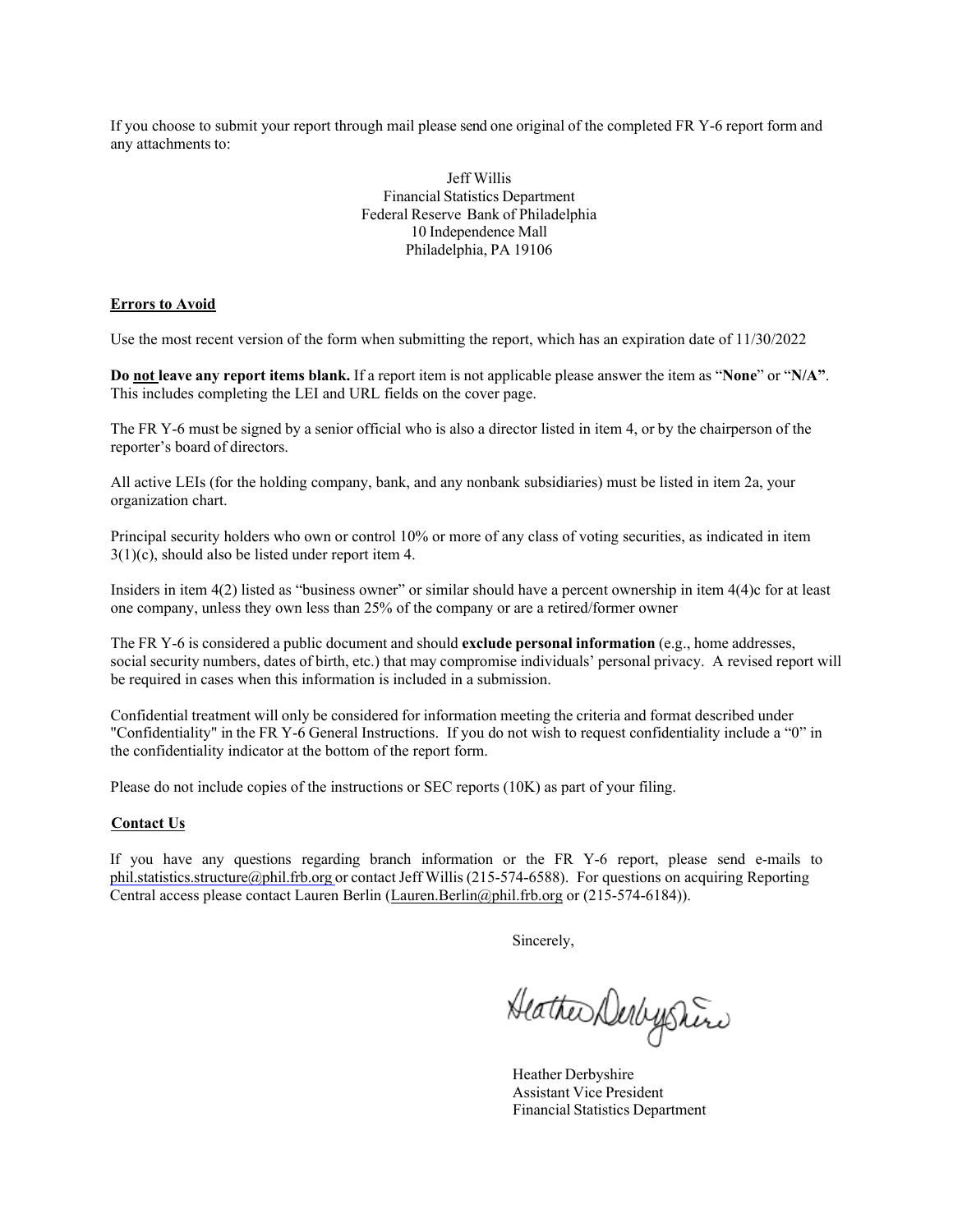If you choose to submit your report through mail please send one original of the completed FR Y-6 report form and any attachments to:

Jeff Willis
Financial Statistics Department
Federal Reserve Bank of Philadelphia
10 Independence Mall
Philadelphia, PA 19106

**Errors to Avoid**

Use the most recent version of the form when submitting the report, which has an expiration date of 11/30/2022

**Do not leave any report items blank.** If a report item is not applicable please answer the item as "**None**" or "**N/A"**. This includes completing the LEI and URL fields on the cover page.

The FR Y-6 must be signed by a senior official who is also a director listed in item 4, or by the chairperson of the reporter's board of directors.

All active LEIs (for the holding company, bank, and any nonbank subsidiaries) must be listed in item 2a, your organization chart.

Principal security holders who own or control 10% or more of any class of voting securities, as indicated in item 3(1)(c), should also be listed under report item 4.

Insiders in item 4(2) listed as "business owner" or similar should have a percent ownership in item 4(4)c for at least one company, unless they own less than 25% of the company or are a retired/former owner

The FR Y-6 is considered a public document and should **exclude personal information** (e.g., home addresses, social security numbers, dates of birth, etc.) that may compromise individuals' personal privacy. A revised report will be required in cases when this information is included in a submission.

Confidential treatment will only be considered for information meeting the criteria and format described under "Confidentiality" in the FR Y-6 General Instructions. If you do not wish to request confidentiality include a "0" in the confidentiality indicator at the bottom of the report form.

Please do not include copies of the instructions or SEC reports (10K) as part of your filing.

**Contact Us**

If you have any questions regarding branch information or the FR Y-6 report, please send e-mails to phil.statistics.structure@phil.frb.org or contact Jeff Willis (215-574-6588). For questions on acquiring Reporting Central access please contact Lauren Berlin (Lauren.Berlin@phil.frb.org or (215-574-6184)).

Sincerely,

Heather Derbyshire

Heather Derbyshire
Assistant Vice President
Financial Statistics Department